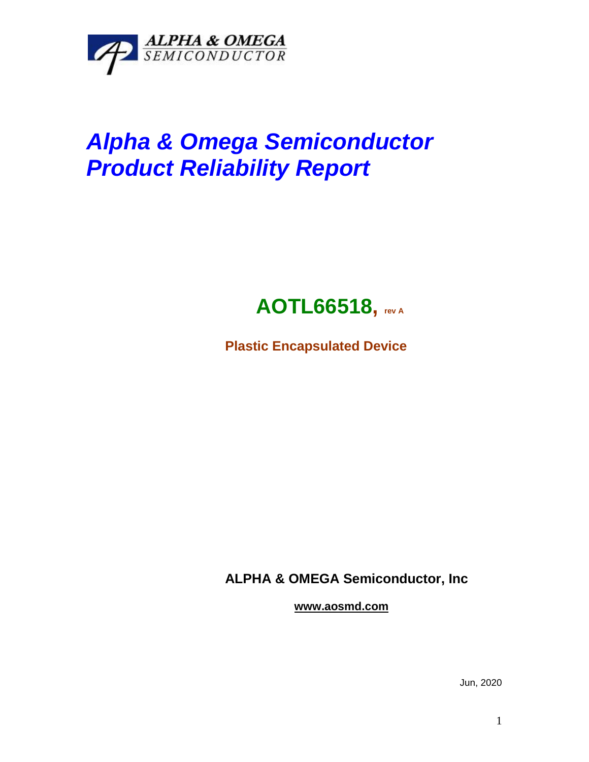ALPHA & OMEGA
SEMICONDUCTOR

# *Alpha & Omega Semiconductor Product Reliability Report*

## AOTL66518, rev A

**Plastic Encapsulated Device**

**ALPHA & OMEGA Semiconductor, Inc**

**www.aosmd.com**

Jun, 2020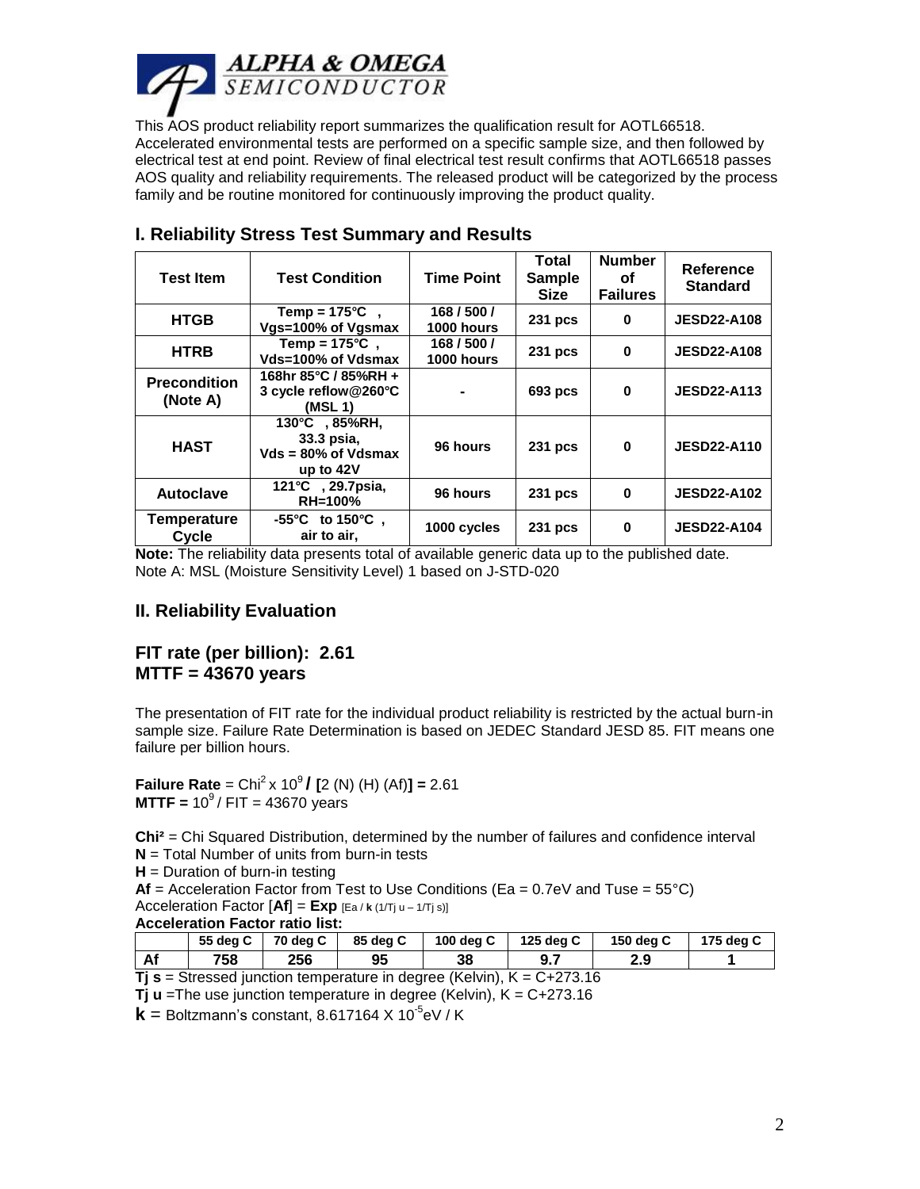ALPHA & OMEGA SEMICONDUCTOR

This AOS product reliability report summarizes the qualification result for AOTL66518. Accelerated environmental tests are performed on a specific sample size, and then followed by electrical test at end point. Review of final electrical test result confirms that AOTL66518 passes AOS quality and reliability requirements. The released product will be categorized by the process family and be routine monitored for continuously improving the product quality.

## I. Reliability Stress Test Summary and Results

| Test Item | Test Condition | Time Point | Total Sample Size | Number of Failures | Reference Standard |
|---|---|---|---|---|---|
| HTGB | Temp = 175°C , Vgs=100% of Vgsmax | 168 / 500 / 1000 hours | 231 pcs | 0 | JESD22-A108 |
| HTRB | Temp = 175°C , Vds=100% of Vdsmax | 168 / 500 / 1000 hours | 231 pcs | 0 | JESD22-A108 |
| Precondition (Note A) | 168hr 85°C / 85%RH + 3 cycle reflow@260°C (MSL 1) | - | 693 pcs | 0 | JESD22-A113 |
| HAST | 130°C , 85%RH, 33.3 psia, Vds = 80% of Vdsmax up to 42V | 96 hours | 231 pcs | 0 | JESD22-A110 |
| Autoclave | 121°C , 29.7psia, RH=100% | 96 hours | 231 pcs | 0 | JESD22-A102 |
| Temperature Cycle | -55°C to 150°C , air to air, | 1000 cycles | 231 pcs | 0 | JESD22-A104 |

**Note:** The reliability data presents total of available generic data up to the published date.
Note A: MSL (Moisture Sensitivity Level) 1 based on J-STD-020

## II. Reliability Evaluation

### FIT rate (per billion): 2.61
### MTTF = 43670 years

The presentation of FIT rate for the individual product reliability is restricted by the actual burn-in sample size. Failure Rate Determination is based on JEDEC Standard JESD 85. FIT means one failure per billion hours.

**Failure Rate** = $Chi^2 \times 10^9$ **/ [**2 (N) (H) (Af)**] =** 2.61
**MTTF =** $10^9$ / FIT = 43670 years

**Chi²** = Chi Squared Distribution, determined by the number of failures and confidence interval
**N** = Total Number of units from burn-in tests
**H** = Duration of burn-in testing
**Af** = Acceleration Factor from Test to Use Conditions (Ea = 0.7eV and Tuse = 55°C)
Acceleration Factor [**Af**] = **Exp** [Ea / **k** (1/Tj u – 1/Tj s)]

**Acceleration Factor ratio list:**

| | 55 deg C | 70 deg C | 85 deg C | 100 deg C | 125 deg C | 150 deg C | 175 deg C |
|---|---|---|---|---|---|---|---|
| Af | 758 | 256 | 95 | 38 | 9.7 | 2.9 | 1 |

**Tj s** = Stressed junction temperature in degree (Kelvin), K = C+273.16
**Tj u** =The use junction temperature in degree (Kelvin), K = C+273.16
**k** = Boltzmann's constant, $8.617164 \times 10^{-5}$eV / K